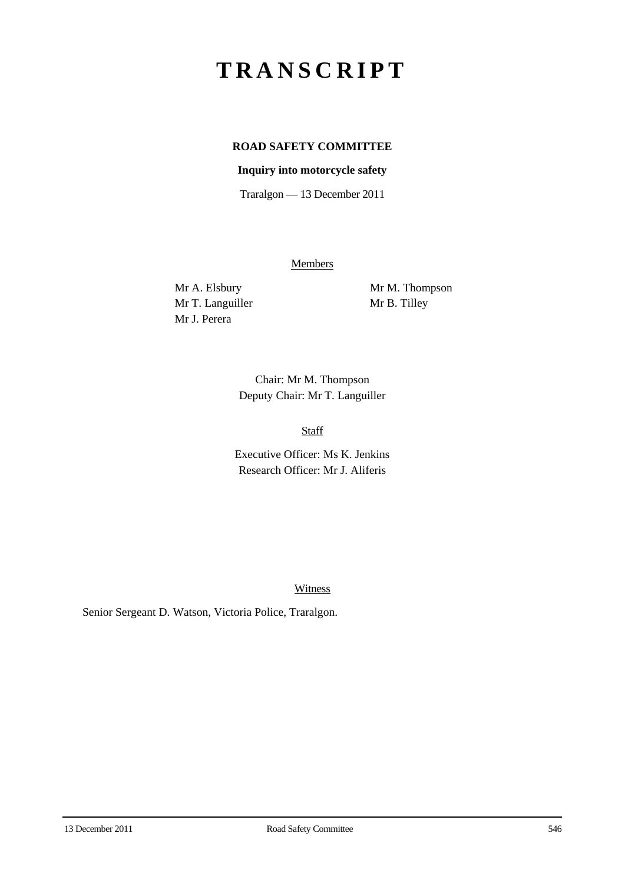# TRANSCRIPT

**ROAD SAFETY COMMITTEE**

**Inquiry into motorcycle safety**

Traralgon — 13 December 2011

Members

Mr A. Elsbury
Mr T. Languiller
Mr J. Perera
Mr M. Thompson
Mr B. Tilley

Chair: Mr M. Thompson
Deputy Chair: Mr T. Languiller

Staff

Executive Officer: Ms K. Jenkins
Research Officer: Mr J. Aliferis

Witness

Senior Sergeant D. Watson, Victoria Police, Traralgon.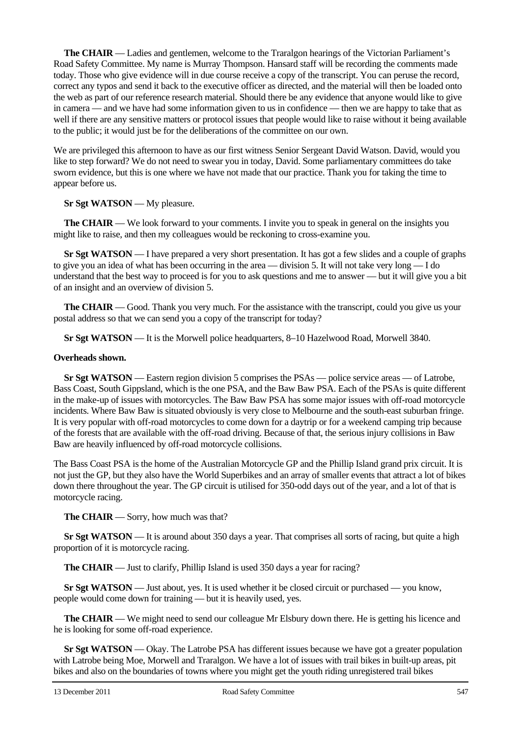**The CHAIR** — Ladies and gentlemen, welcome to the Traralgon hearings of the Victorian Parliament's Road Safety Committee. My name is Murray Thompson. Hansard staff will be recording the comments made today. Those who give evidence will in due course receive a copy of the transcript. You can peruse the record, correct any typos and send it back to the executive officer as directed, and the material will then be loaded onto the web as part of our reference research material. Should there be any evidence that anyone would like to give in camera — and we have had some information given to us in confidence — then we are happy to take that as well if there are any sensitive matters or protocol issues that people would like to raise without it being available to the public; it would just be for the deliberations of the committee on our own.

We are privileged this afternoon to have as our first witness Senior Sergeant David Watson. David, would you like to step forward? We do not need to swear you in today, David. Some parliamentary committees do take sworn evidence, but this is one where we have not made that our practice. Thank you for taking the time to appear before us.

**Sr Sgt WATSON** — My pleasure.

**The CHAIR** — We look forward to your comments. I invite you to speak in general on the insights you might like to raise, and then my colleagues would be reckoning to cross-examine you.

**Sr Sgt WATSON** — I have prepared a very short presentation. It has got a few slides and a couple of graphs to give you an idea of what has been occurring in the area — division 5. It will not take very long — I do understand that the best way to proceed is for you to ask questions and me to answer — but it will give you a bit of an insight and an overview of division 5.

**The CHAIR** — Good. Thank you very much. For the assistance with the transcript, could you give us your postal address so that we can send you a copy of the transcript for today?

**Sr Sgt WATSON** — It is the Morwell police headquarters, 8–10 Hazelwood Road, Morwell 3840.

**Overheads shown.**

**Sr Sgt WATSON** — Eastern region division 5 comprises the PSAs — police service areas — of Latrobe, Bass Coast, South Gippsland, which is the one PSA, and the Baw Baw PSA. Each of the PSAs is quite different in the make-up of issues with motorcycles. The Baw Baw PSA has some major issues with off-road motorcycle incidents. Where Baw Baw is situated obviously is very close to Melbourne and the south-east suburban fringe. It is very popular with off-road motorcycles to come down for a daytrip or for a weekend camping trip because of the forests that are available with the off-road driving. Because of that, the serious injury collisions in Baw Baw are heavily influenced by off-road motorcycle collisions.

The Bass Coast PSA is the home of the Australian Motorcycle GP and the Phillip Island grand prix circuit. It is not just the GP, but they also have the World Superbikes and an array of smaller events that attract a lot of bikes down there throughout the year. The GP circuit is utilised for 350-odd days out of the year, and a lot of that is motorcycle racing.

**The CHAIR** — Sorry, how much was that?

**Sr Sgt WATSON** — It is around about 350 days a year. That comprises all sorts of racing, but quite a high proportion of it is motorcycle racing.

**The CHAIR** — Just to clarify, Phillip Island is used 350 days a year for racing?

**Sr Sgt WATSON** — Just about, yes. It is used whether it be closed circuit or purchased — you know, people would come down for training — but it is heavily used, yes.

**The CHAIR** — We might need to send our colleague Mr Elsbury down there. He is getting his licence and he is looking for some off-road experience.

**Sr Sgt WATSON** — Okay. The Latrobe PSA has different issues because we have got a greater population with Latrobe being Moe, Morwell and Traralgon. We have a lot of issues with trail bikes in built-up areas, pit bikes and also on the boundaries of towns where you might get the youth riding unregistered trail bikes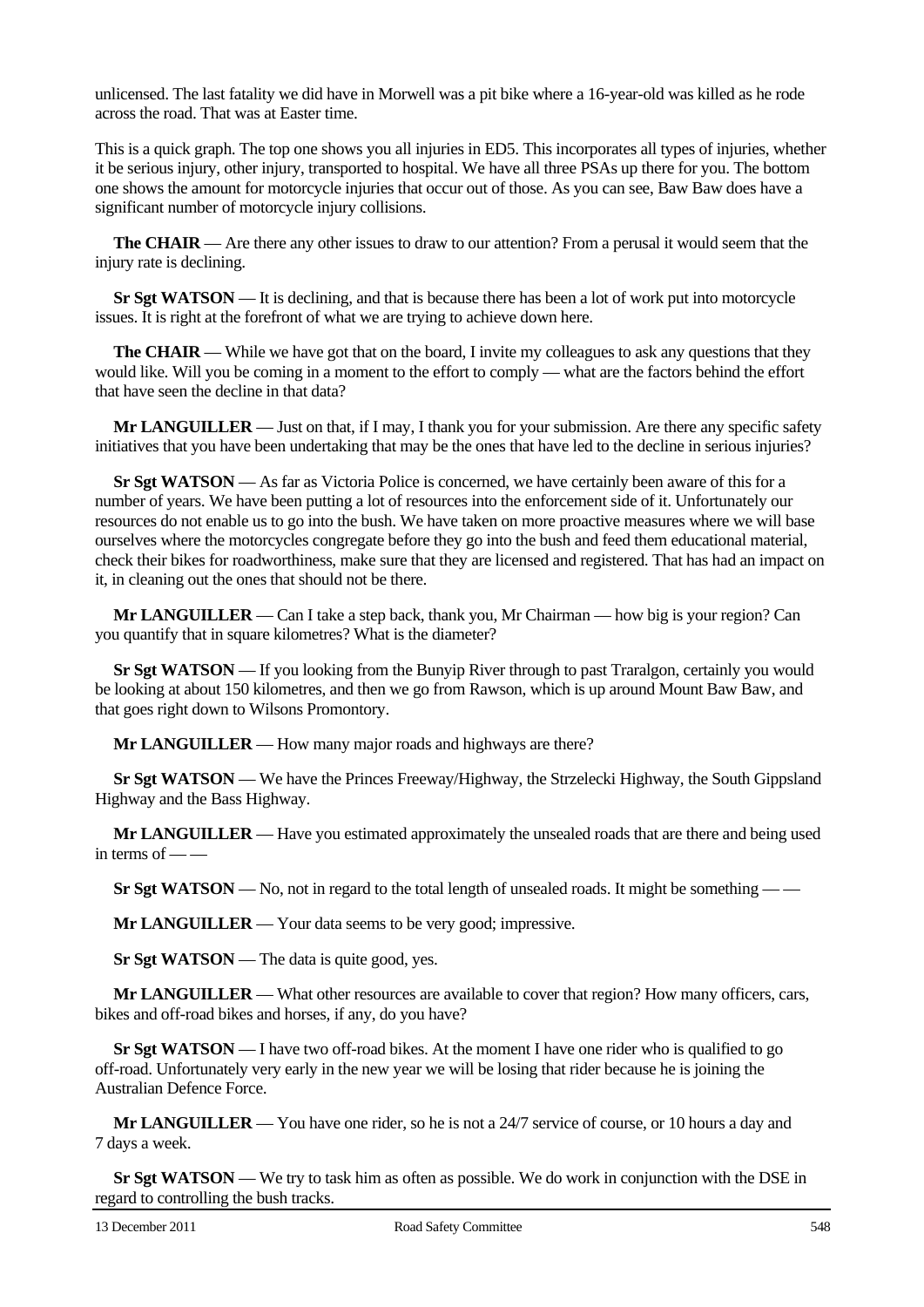unlicensed. The last fatality we did have in Morwell was a pit bike where a 16-year-old was killed as he rode across the road. That was at Easter time.

This is a quick graph. The top one shows you all injuries in ED5. This incorporates all types of injuries, whether it be serious injury, other injury, transported to hospital. We have all three PSAs up there for you. The bottom one shows the amount for motorcycle injuries that occur out of those. As you can see, Baw Baw does have a significant number of motorcycle injury collisions.

**The CHAIR** — Are there any other issues to draw to our attention? From a perusal it would seem that the injury rate is declining.

**Sr Sgt WATSON** — It is declining, and that is because there has been a lot of work put into motorcycle issues. It is right at the forefront of what we are trying to achieve down here.

**The CHAIR** — While we have got that on the board, I invite my colleagues to ask any questions that they would like. Will you be coming in a moment to the effort to comply — what are the factors behind the effort that have seen the decline in that data?

**Mr LANGUILLER** — Just on that, if I may, I thank you for your submission. Are there any specific safety initiatives that you have been undertaking that may be the ones that have led to the decline in serious injuries?

**Sr Sgt WATSON** — As far as Victoria Police is concerned, we have certainly been aware of this for a number of years. We have been putting a lot of resources into the enforcement side of it. Unfortunately our resources do not enable us to go into the bush. We have taken on more proactive measures where we will base ourselves where the motorcycles congregate before they go into the bush and feed them educational material, check their bikes for roadworthiness, make sure that they are licensed and registered. That has had an impact on it, in cleaning out the ones that should not be there.

**Mr LANGUILLER** — Can I take a step back, thank you, Mr Chairman — how big is your region? Can you quantify that in square kilometres? What is the diameter?

**Sr Sgt WATSON** — If you looking from the Bunyip River through to past Traralgon, certainly you would be looking at about 150 kilometres, and then we go from Rawson, which is up around Mount Baw Baw, and that goes right down to Wilsons Promontory.

**Mr LANGUILLER** — How many major roads and highways are there?

**Sr Sgt WATSON** — We have the Princes Freeway/Highway, the Strzelecki Highway, the South Gippsland Highway and the Bass Highway.

**Mr LANGUILLER** — Have you estimated approximately the unsealed roads that are there and being used in terms of — —

**Sr Sgt WATSON** — No, not in regard to the total length of unsealed roads. It might be something — —

**Mr LANGUILLER** — Your data seems to be very good; impressive.

**Sr Sgt WATSON** — The data is quite good, yes.

**Mr LANGUILLER** — What other resources are available to cover that region? How many officers, cars, bikes and off-road bikes and horses, if any, do you have?

**Sr Sgt WATSON** — I have two off-road bikes. At the moment I have one rider who is qualified to go off-road. Unfortunately very early in the new year we will be losing that rider because he is joining the Australian Defence Force.

**Mr LANGUILLER** — You have one rider, so he is not a 24/7 service of course, or 10 hours a day and 7 days a week.

**Sr Sgt WATSON** — We try to task him as often as possible. We do work in conjunction with the DSE in regard to controlling the bush tracks.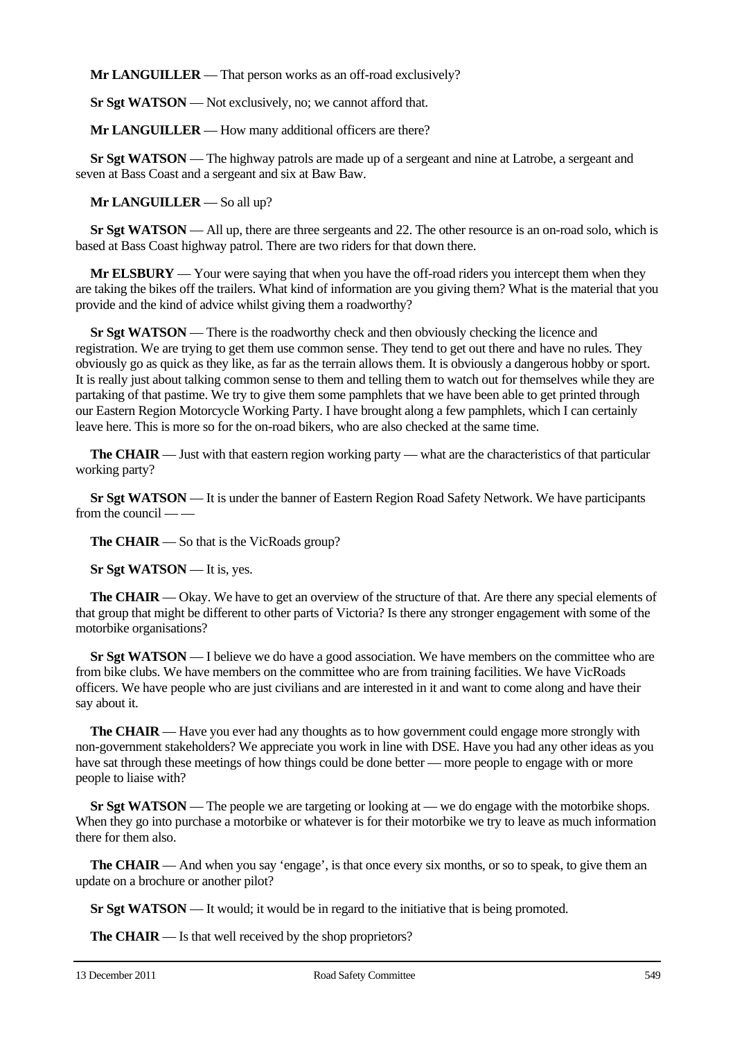**Mr LANGUILLER** — That person works as an off-road exclusively?

**Sr Sgt WATSON** — Not exclusively, no; we cannot afford that.

**Mr LANGUILLER** — How many additional officers are there?

**Sr Sgt WATSON** — The highway patrols are made up of a sergeant and nine at Latrobe, a sergeant and seven at Bass Coast and a sergeant and six at Baw Baw.

**Mr LANGUILLER** — So all up?

**Sr Sgt WATSON** — All up, there are three sergeants and 22. The other resource is an on-road solo, which is based at Bass Coast highway patrol. There are two riders for that down there.

**Mr ELSBURY** — Your were saying that when you have the off-road riders you intercept them when they are taking the bikes off the trailers. What kind of information are you giving them? What is the material that you provide and the kind of advice whilst giving them a roadworthy?

**Sr Sgt WATSON** — There is the roadworthy check and then obviously checking the licence and registration. We are trying to get them use common sense. They tend to get out there and have no rules. They obviously go as quick as they like, as far as the terrain allows them. It is obviously a dangerous hobby or sport. It is really just about talking common sense to them and telling them to watch out for themselves while they are partaking of that pastime. We try to give them some pamphlets that we have been able to get printed through our Eastern Region Motorcycle Working Party. I have brought along a few pamphlets, which I can certainly leave here. This is more so for the on-road bikers, who are also checked at the same time.

**The CHAIR** — Just with that eastern region working party — what are the characteristics of that particular working party?

**Sr Sgt WATSON** — It is under the banner of Eastern Region Road Safety Network. We have participants from the council — —

**The CHAIR** — So that is the VicRoads group?

**Sr Sgt WATSON** — It is, yes.

**The CHAIR** — Okay. We have to get an overview of the structure of that. Are there any special elements of that group that might be different to other parts of Victoria? Is there any stronger engagement with some of the motorbike organisations?

**Sr Sgt WATSON** — I believe we do have a good association. We have members on the committee who are from bike clubs. We have members on the committee who are from training facilities. We have VicRoads officers. We have people who are just civilians and are interested in it and want to come along and have their say about it.

**The CHAIR** — Have you ever had any thoughts as to how government could engage more strongly with non-government stakeholders? We appreciate you work in line with DSE. Have you had any other ideas as you have sat through these meetings of how things could be done better — more people to engage with or more people to liaise with?

**Sr Sgt WATSON** — The people we are targeting or looking at — we do engage with the motorbike shops. When they go into purchase a motorbike or whatever is for their motorbike we try to leave as much information there for them also.

**The CHAIR** — And when you say 'engage', is that once every six months, or so to speak, to give them an update on a brochure or another pilot?

**Sr Sgt WATSON** — It would; it would be in regard to the initiative that is being promoted.

**The CHAIR** — Is that well received by the shop proprietors?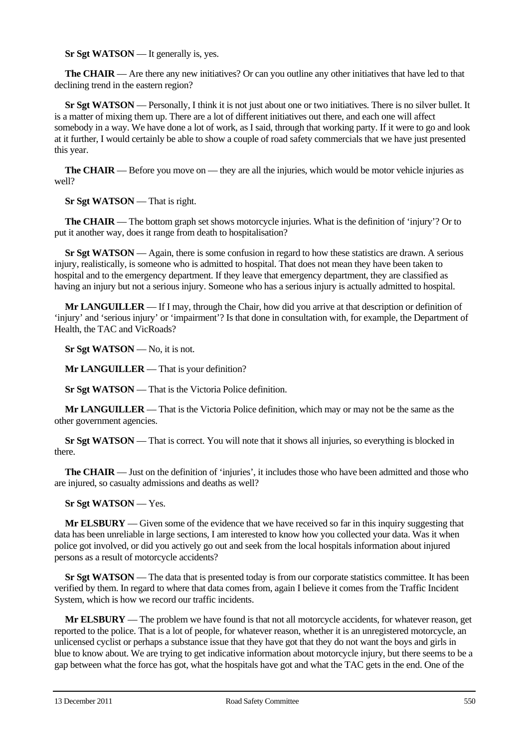**Sr Sgt WATSON** — It generally is, yes.

**The CHAIR** — Are there any new initiatives? Or can you outline any other initiatives that have led to that declining trend in the eastern region?

**Sr Sgt WATSON** — Personally, I think it is not just about one or two initiatives. There is no silver bullet. It is a matter of mixing them up. There are a lot of different initiatives out there, and each one will affect somebody in a way. We have done a lot of work, as I said, through that working party. If it were to go and look at it further, I would certainly be able to show a couple of road safety commercials that we have just presented this year.

**The CHAIR** — Before you move on — they are all the injuries, which would be motor vehicle injuries as well?

**Sr Sgt WATSON** — That is right.

**The CHAIR** — The bottom graph set shows motorcycle injuries. What is the definition of 'injury'? Or to put it another way, does it range from death to hospitalisation?

**Sr Sgt WATSON** — Again, there is some confusion in regard to how these statistics are drawn. A serious injury, realistically, is someone who is admitted to hospital. That does not mean they have been taken to hospital and to the emergency department. If they leave that emergency department, they are classified as having an injury but not a serious injury. Someone who has a serious injury is actually admitted to hospital.

**Mr LANGUILLER** — If I may, through the Chair, how did you arrive at that description or definition of 'injury' and 'serious injury' or 'impairment'? Is that done in consultation with, for example, the Department of Health, the TAC and VicRoads?

**Sr Sgt WATSON** — No, it is not.

**Mr LANGUILLER** — That is your definition?

**Sr Sgt WATSON** — That is the Victoria Police definition.

**Mr LANGUILLER** — That is the Victoria Police definition, which may or may not be the same as the other government agencies.

**Sr Sgt WATSON** — That is correct. You will note that it shows all injuries, so everything is blocked in there.

**The CHAIR** — Just on the definition of 'injuries', it includes those who have been admitted and those who are injured, so casualty admissions and deaths as well?

**Sr Sgt WATSON** — Yes.

**Mr ELSBURY** — Given some of the evidence that we have received so far in this inquiry suggesting that data has been unreliable in large sections, I am interested to know how you collected your data. Was it when police got involved, or did you actively go out and seek from the local hospitals information about injured persons as a result of motorcycle accidents?

**Sr Sgt WATSON** — The data that is presented today is from our corporate statistics committee. It has been verified by them. In regard to where that data comes from, again I believe it comes from the Traffic Incident System, which is how we record our traffic incidents.

**Mr ELSBURY** — The problem we have found is that not all motorcycle accidents, for whatever reason, get reported to the police. That is a lot of people, for whatever reason, whether it is an unregistered motorcycle, an unlicensed cyclist or perhaps a substance issue that they have got that they do not want the boys and girls in blue to know about. We are trying to get indicative information about motorcycle injury, but there seems to be a gap between what the force has got, what the hospitals have got and what the TAC gets in the end. One of the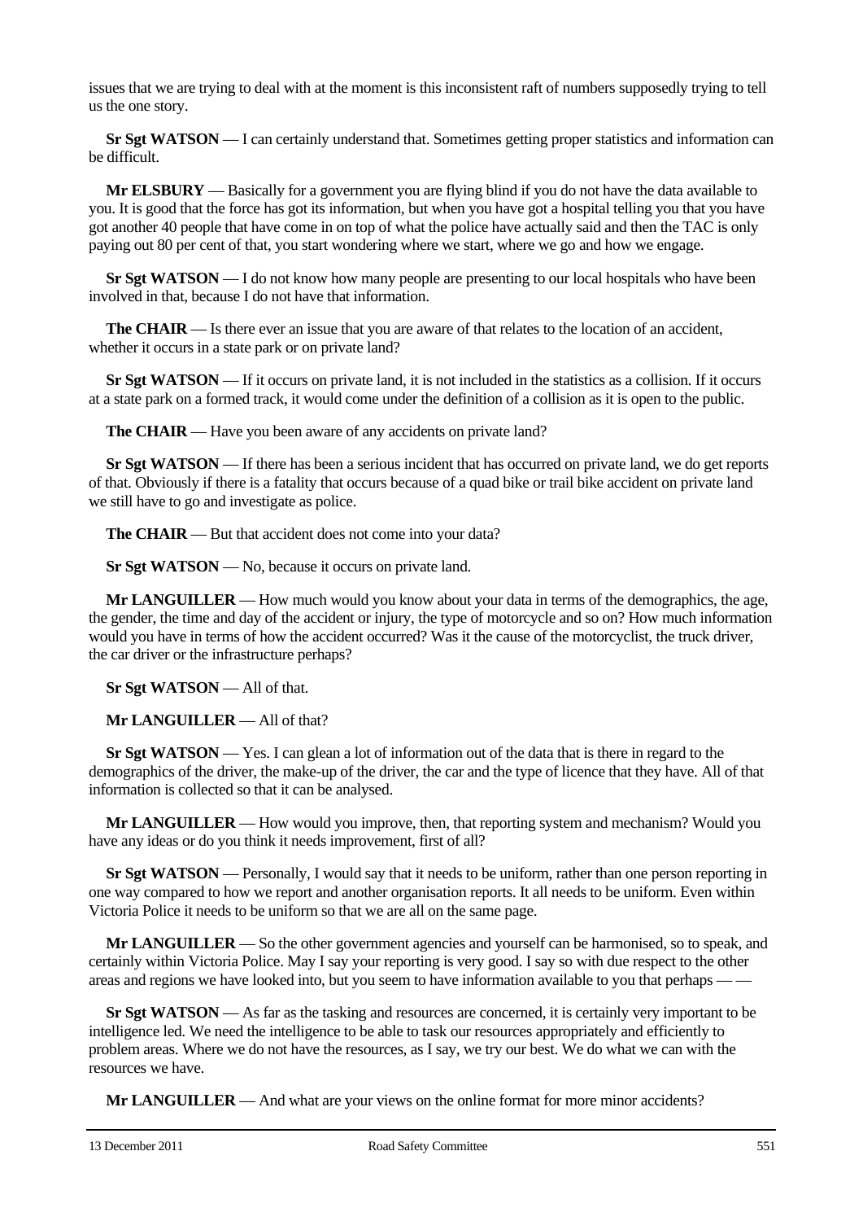issues that we are trying to deal with at the moment is this inconsistent raft of numbers supposedly trying to tell us the one story.

**Sr Sgt WATSON** — I can certainly understand that. Sometimes getting proper statistics and information can be difficult.

**Mr ELSBURY** — Basically for a government you are flying blind if you do not have the data available to you. It is good that the force has got its information, but when you have got a hospital telling you that you have got another 40 people that have come in on top of what the police have actually said and then the TAC is only paying out 80 per cent of that, you start wondering where we start, where we go and how we engage.

**Sr Sgt WATSON** — I do not know how many people are presenting to our local hospitals who have been involved in that, because I do not have that information.

**The CHAIR** — Is there ever an issue that you are aware of that relates to the location of an accident, whether it occurs in a state park or on private land?

**Sr Sgt WATSON** — If it occurs on private land, it is not included in the statistics as a collision. If it occurs at a state park on a formed track, it would come under the definition of a collision as it is open to the public.

**The CHAIR** — Have you been aware of any accidents on private land?

**Sr Sgt WATSON** — If there has been a serious incident that has occurred on private land, we do get reports of that. Obviously if there is a fatality that occurs because of a quad bike or trail bike accident on private land we still have to go and investigate as police.

**The CHAIR** — But that accident does not come into your data?

**Sr Sgt WATSON** — No, because it occurs on private land.

**Mr LANGUILLER** — How much would you know about your data in terms of the demographics, the age, the gender, the time and day of the accident or injury, the type of motorcycle and so on? How much information would you have in terms of how the accident occurred? Was it the cause of the motorcyclist, the truck driver, the car driver or the infrastructure perhaps?

**Sr Sgt WATSON** — All of that.

**Mr LANGUILLER** — All of that?

**Sr Sgt WATSON** — Yes. I can glean a lot of information out of the data that is there in regard to the demographics of the driver, the make-up of the driver, the car and the type of licence that they have. All of that information is collected so that it can be analysed.

**Mr LANGUILLER** — How would you improve, then, that reporting system and mechanism? Would you have any ideas or do you think it needs improvement, first of all?

**Sr Sgt WATSON** — Personally, I would say that it needs to be uniform, rather than one person reporting in one way compared to how we report and another organisation reports. It all needs to be uniform. Even within Victoria Police it needs to be uniform so that we are all on the same page.

**Mr LANGUILLER** — So the other government agencies and yourself can be harmonised, so to speak, and certainly within Victoria Police. May I say your reporting is very good. I say so with due respect to the other areas and regions we have looked into, but you seem to have information available to you that perhaps — —

**Sr Sgt WATSON** — As far as the tasking and resources are concerned, it is certainly very important to be intelligence led. We need the intelligence to be able to task our resources appropriately and efficiently to problem areas. Where we do not have the resources, as I say, we try our best. We do what we can with the resources we have.

**Mr LANGUILLER** — And what are your views on the online format for more minor accidents?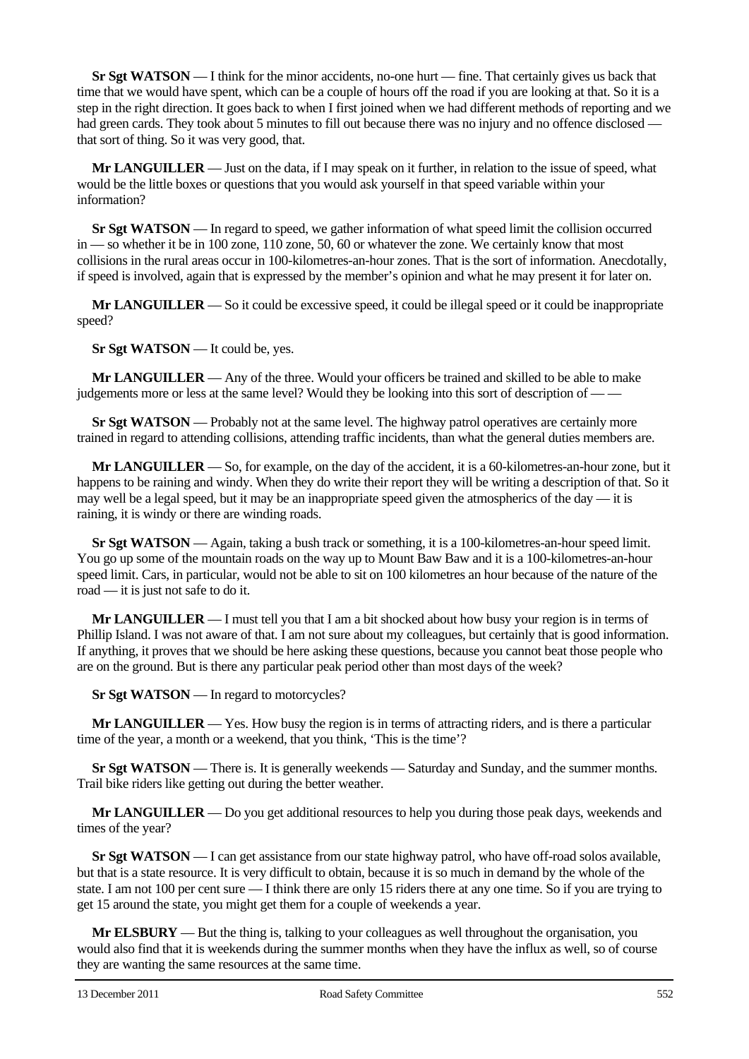**Sr Sgt WATSON** — I think for the minor accidents, no-one hurt — fine. That certainly gives us back that time that we would have spent, which can be a couple of hours off the road if you are looking at that. So it is a step in the right direction. It goes back to when I first joined when we had different methods of reporting and we had green cards. They took about 5 minutes to fill out because there was no injury and no offence disclosed — that sort of thing. So it was very good, that.

**Mr LANGUILLER** — Just on the data, if I may speak on it further, in relation to the issue of speed, what would be the little boxes or questions that you would ask yourself in that speed variable within your information?

**Sr Sgt WATSON** — In regard to speed, we gather information of what speed limit the collision occurred in — so whether it be in 100 zone, 110 zone, 50, 60 or whatever the zone. We certainly know that most collisions in the rural areas occur in 100-kilometres-an-hour zones. That is the sort of information. Anecdotally, if speed is involved, again that is expressed by the member's opinion and what he may present it for later on.

**Mr LANGUILLER** — So it could be excessive speed, it could be illegal speed or it could be inappropriate speed?

**Sr Sgt WATSON** — It could be, yes.

**Mr LANGUILLER** — Any of the three. Would your officers be trained and skilled to be able to make judgements more or less at the same level? Would they be looking into this sort of description of — —

**Sr Sgt WATSON** — Probably not at the same level. The highway patrol operatives are certainly more trained in regard to attending collisions, attending traffic incidents, than what the general duties members are.

**Mr LANGUILLER** — So, for example, on the day of the accident, it is a 60-kilometres-an-hour zone, but it happens to be raining and windy. When they do write their report they will be writing a description of that. So it may well be a legal speed, but it may be an inappropriate speed given the atmospherics of the day — it is raining, it is windy or there are winding roads.

**Sr Sgt WATSON** — Again, taking a bush track or something, it is a 100-kilometres-an-hour speed limit. You go up some of the mountain roads on the way up to Mount Baw Baw and it is a 100-kilometres-an-hour speed limit. Cars, in particular, would not be able to sit on 100 kilometres an hour because of the nature of the road — it is just not safe to do it.

**Mr LANGUILLER** — I must tell you that I am a bit shocked about how busy your region is in terms of Phillip Island. I was not aware of that. I am not sure about my colleagues, but certainly that is good information. If anything, it proves that we should be here asking these questions, because you cannot beat those people who are on the ground. But is there any particular peak period other than most days of the week?

**Sr Sgt WATSON** — In regard to motorcycles?

**Mr LANGUILLER** — Yes. How busy the region is in terms of attracting riders, and is there a particular time of the year, a month or a weekend, that you think, 'This is the time'?

**Sr Sgt WATSON** — There is. It is generally weekends — Saturday and Sunday, and the summer months. Trail bike riders like getting out during the better weather.

**Mr LANGUILLER** — Do you get additional resources to help you during those peak days, weekends and times of the year?

**Sr Sgt WATSON** — I can get assistance from our state highway patrol, who have off-road solos available, but that is a state resource. It is very difficult to obtain, because it is so much in demand by the whole of the state. I am not 100 per cent sure — I think there are only 15 riders there at any one time. So if you are trying to get 15 around the state, you might get them for a couple of weekends a year.

**Mr ELSBURY** — But the thing is, talking to your colleagues as well throughout the organisation, you would also find that it is weekends during the summer months when they have the influx as well, so of course they are wanting the same resources at the same time.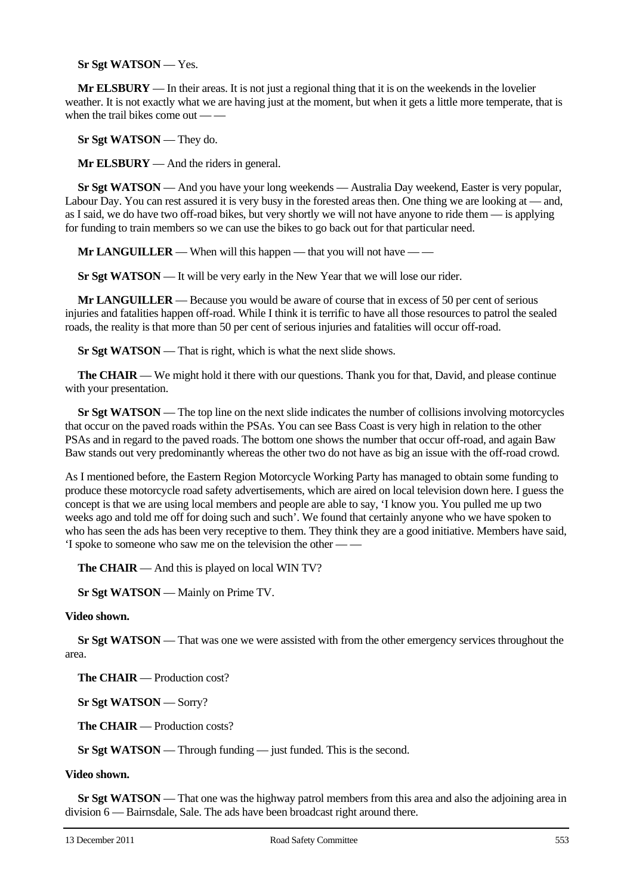**Sr Sgt WATSON** — Yes.

**Mr ELSBURY** — In their areas. It is not just a regional thing that it is on the weekends in the lovelier weather. It is not exactly what we are having just at the moment, but when it gets a little more temperate, that is when the trail bikes come out — —

**Sr Sgt WATSON** — They do.

**Mr ELSBURY** — And the riders in general.

**Sr Sgt WATSON** — And you have your long weekends — Australia Day weekend, Easter is very popular, Labour Day. You can rest assured it is very busy in the forested areas then. One thing we are looking at — and, as I said, we do have two off-road bikes, but very shortly we will not have anyone to ride them — is applying for funding to train members so we can use the bikes to go back out for that particular need.

**Mr LANGUILLER** — When will this happen — that you will not have — —

**Sr Sgt WATSON** — It will be very early in the New Year that we will lose our rider.

**Mr LANGUILLER** — Because you would be aware of course that in excess of 50 per cent of serious injuries and fatalities happen off-road. While I think it is terrific to have all those resources to patrol the sealed roads, the reality is that more than 50 per cent of serious injuries and fatalities will occur off-road.

**Sr Sgt WATSON** — That is right, which is what the next slide shows.

**The CHAIR** — We might hold it there with our questions. Thank you for that, David, and please continue with your presentation.

**Sr Sgt WATSON** — The top line on the next slide indicates the number of collisions involving motorcycles that occur on the paved roads within the PSAs. You can see Bass Coast is very high in relation to the other PSAs and in regard to the paved roads. The bottom one shows the number that occur off-road, and again Baw Baw stands out very predominantly whereas the other two do not have as big an issue with the off-road crowd.

As I mentioned before, the Eastern Region Motorcycle Working Party has managed to obtain some funding to produce these motorcycle road safety advertisements, which are aired on local television down here. I guess the concept is that we are using local members and people are able to say, 'I know you. You pulled me up two weeks ago and told me off for doing such and such'. We found that certainly anyone who we have spoken to who has seen the ads has been very receptive to them. They think they are a good initiative. Members have said, 'I spoke to someone who saw me on the television the other — —

**The CHAIR** — And this is played on local WIN TV?

**Sr Sgt WATSON** — Mainly on Prime TV.

**Video shown.**

**Sr Sgt WATSON** — That was one we were assisted with from the other emergency services throughout the area.

**The CHAIR** — Production cost?

**Sr Sgt WATSON** — Sorry?

**The CHAIR** — Production costs?

**Sr Sgt WATSON** — Through funding — just funded. This is the second.

**Video shown.**

**Sr Sgt WATSON** — That one was the highway patrol members from this area and also the adjoining area in division 6 — Bairnsdale, Sale. The ads have been broadcast right around there.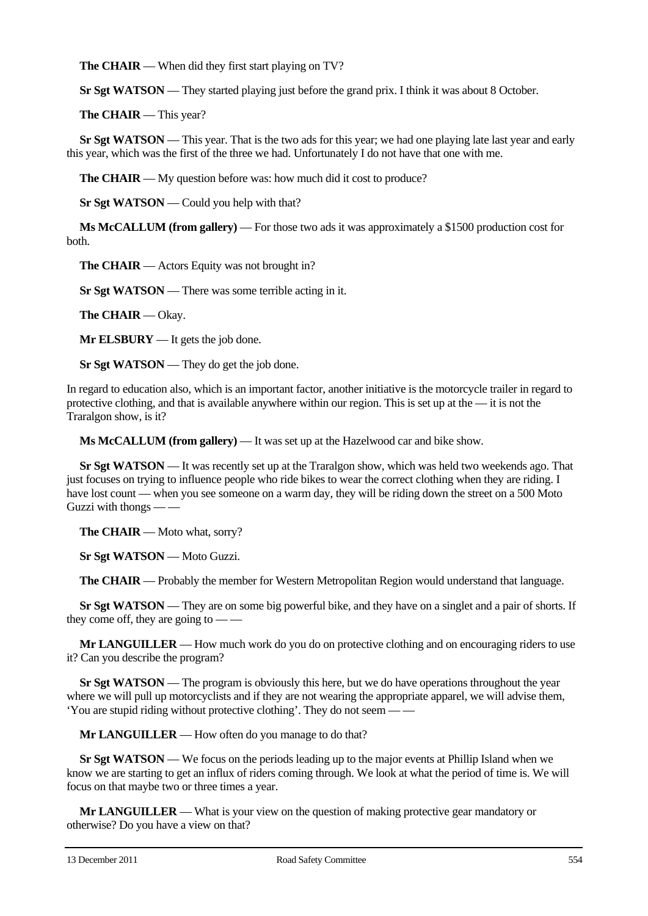**The CHAIR** — When did they first start playing on TV?

**Sr Sgt WATSON** — They started playing just before the grand prix. I think it was about 8 October.

**The CHAIR** — This year?

**Sr Sgt WATSON** — This year. That is the two ads for this year; we had one playing late last year and early this year, which was the first of the three we had. Unfortunately I do not have that one with me.

**The CHAIR** — My question before was: how much did it cost to produce?

**Sr Sgt WATSON** — Could you help with that?

**Ms McCALLUM (from gallery)** — For those two ads it was approximately a $1500 production cost for both.

**The CHAIR** — Actors Equity was not brought in?

**Sr Sgt WATSON** — There was some terrible acting in it.

**The CHAIR** — Okay.

**Mr ELSBURY** — It gets the job done.

**Sr Sgt WATSON** — They do get the job done.

In regard to education also, which is an important factor, another initiative is the motorcycle trailer in regard to protective clothing, and that is available anywhere within our region. This is set up at the — it is not the Traralgon show, is it?

**Ms McCALLUM (from gallery)** — It was set up at the Hazelwood car and bike show.

**Sr Sgt WATSON** — It was recently set up at the Traralgon show, which was held two weekends ago. That just focuses on trying to influence people who ride bikes to wear the correct clothing when they are riding. I have lost count — when you see someone on a warm day, they will be riding down the street on a 500 Moto Guzzi with thongs — —

**The CHAIR** — Moto what, sorry?

**Sr Sgt WATSON** — Moto Guzzi.

**The CHAIR** — Probably the member for Western Metropolitan Region would understand that language.

**Sr Sgt WATSON** — They are on some big powerful bike, and they have on a singlet and a pair of shorts. If they come off, they are going to — —

**Mr LANGUILLER** — How much work do you do on protective clothing and on encouraging riders to use it? Can you describe the program?

**Sr Sgt WATSON** — The program is obviously this here, but we do have operations throughout the year where we will pull up motorcyclists and if they are not wearing the appropriate apparel, we will advise them, 'You are stupid riding without protective clothing'. They do not seem — —

**Mr LANGUILLER** — How often do you manage to do that?

**Sr Sgt WATSON** — We focus on the periods leading up to the major events at Phillip Island when we know we are starting to get an influx of riders coming through. We look at what the period of time is. We will focus on that maybe two or three times a year.

**Mr LANGUILLER** — What is your view on the question of making protective gear mandatory or otherwise? Do you have a view on that?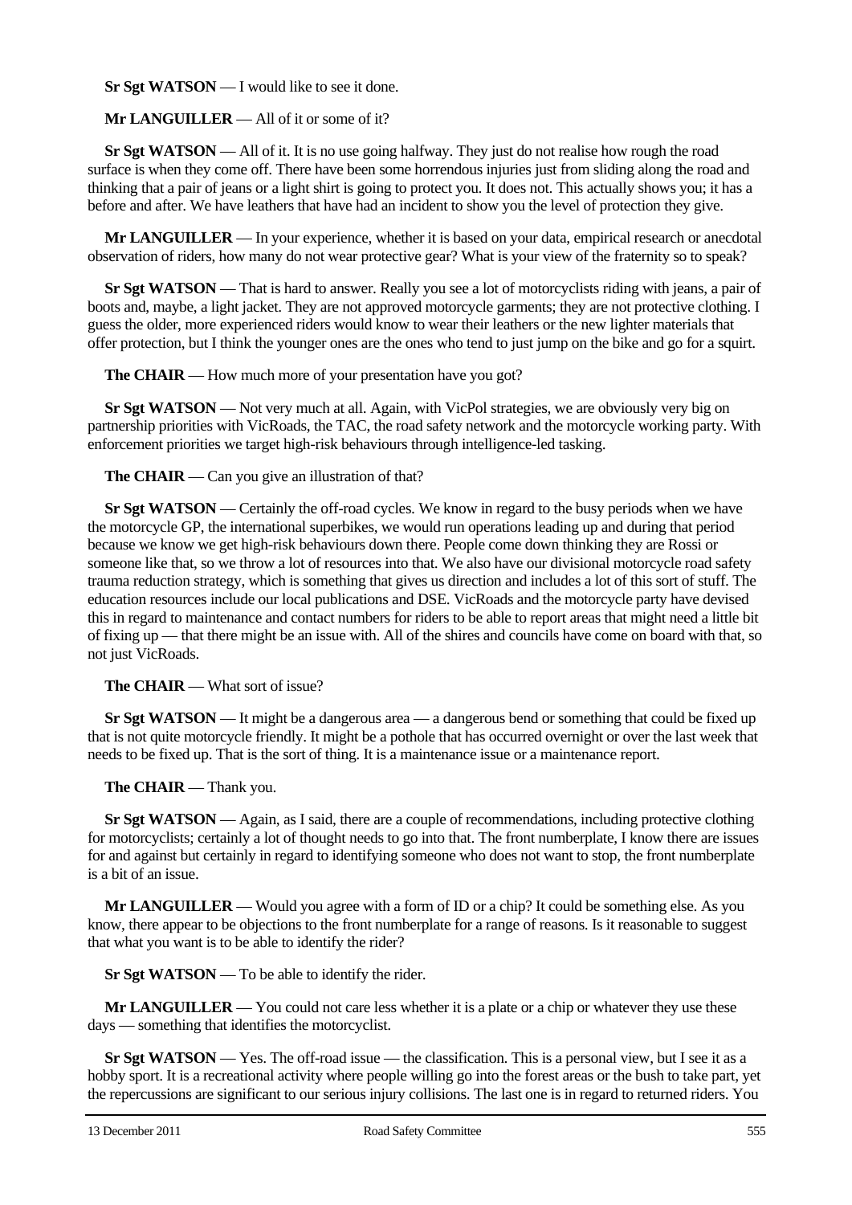**Sr Sgt WATSON** — I would like to see it done.

**Mr LANGUILLER** — All of it or some of it?

**Sr Sgt WATSON** — All of it. It is no use going halfway. They just do not realise how rough the road surface is when they come off. There have been some horrendous injuries just from sliding along the road and thinking that a pair of jeans or a light shirt is going to protect you. It does not. This actually shows you; it has a before and after. We have leathers that have had an incident to show you the level of protection they give.

**Mr LANGUILLER** — In your experience, whether it is based on your data, empirical research or anecdotal observation of riders, how many do not wear protective gear? What is your view of the fraternity so to speak?

**Sr Sgt WATSON** — That is hard to answer. Really you see a lot of motorcyclists riding with jeans, a pair of boots and, maybe, a light jacket. They are not approved motorcycle garments; they are not protective clothing. I guess the older, more experienced riders would know to wear their leathers or the new lighter materials that offer protection, but I think the younger ones are the ones who tend to just jump on the bike and go for a squirt.

**The CHAIR** — How much more of your presentation have you got?

**Sr Sgt WATSON** — Not very much at all. Again, with VicPol strategies, we are obviously very big on partnership priorities with VicRoads, the TAC, the road safety network and the motorcycle working party. With enforcement priorities we target high-risk behaviours through intelligence-led tasking.

**The CHAIR** — Can you give an illustration of that?

**Sr Sgt WATSON** — Certainly the off-road cycles. We know in regard to the busy periods when we have the motorcycle GP, the international superbikes, we would run operations leading up and during that period because we know we get high-risk behaviours down there. People come down thinking they are Rossi or someone like that, so we throw a lot of resources into that. We also have our divisional motorcycle road safety trauma reduction strategy, which is something that gives us direction and includes a lot of this sort of stuff. The education resources include our local publications and DSE. VicRoads and the motorcycle party have devised this in regard to maintenance and contact numbers for riders to be able to report areas that might need a little bit of fixing up — that there might be an issue with. All of the shires and councils have come on board with that, so not just VicRoads.

**The CHAIR** — What sort of issue?

**Sr Sgt WATSON** — It might be a dangerous area — a dangerous bend or something that could be fixed up that is not quite motorcycle friendly. It might be a pothole that has occurred overnight or over the last week that needs to be fixed up. That is the sort of thing. It is a maintenance issue or a maintenance report.

**The CHAIR** — Thank you.

**Sr Sgt WATSON** — Again, as I said, there are a couple of recommendations, including protective clothing for motorcyclists; certainly a lot of thought needs to go into that. The front numberplate, I know there are issues for and against but certainly in regard to identifying someone who does not want to stop, the front numberplate is a bit of an issue.

**Mr LANGUILLER** — Would you agree with a form of ID or a chip? It could be something else. As you know, there appear to be objections to the front numberplate for a range of reasons. Is it reasonable to suggest that what you want is to be able to identify the rider?

**Sr Sgt WATSON** — To be able to identify the rider.

**Mr LANGUILLER** — You could not care less whether it is a plate or a chip or whatever they use these days — something that identifies the motorcyclist.

**Sr Sgt WATSON** — Yes. The off-road issue — the classification. This is a personal view, but I see it as a hobby sport. It is a recreational activity where people willing go into the forest areas or the bush to take part, yet the repercussions are significant to our serious injury collisions. The last one is in regard to returned riders. You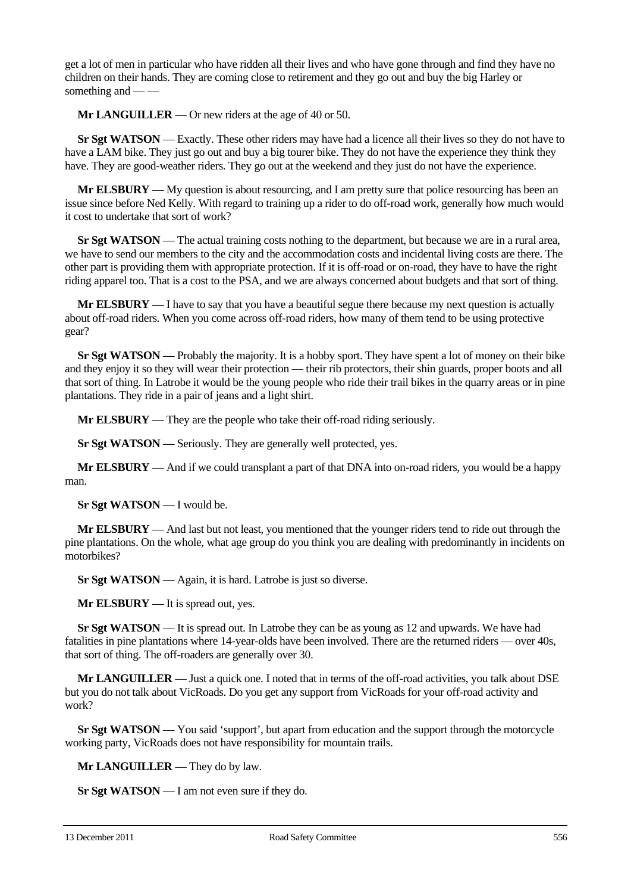get a lot of men in particular who have ridden all their lives and who have gone through and find they have no children on their hands. They are coming close to retirement and they go out and buy the big Harley or something and — —

**Mr LANGUILLER** — Or new riders at the age of 40 or 50.

**Sr Sgt WATSON** — Exactly. These other riders may have had a licence all their lives so they do not have to have a LAM bike. They just go out and buy a big tourer bike. They do not have the experience they think they have. They are good-weather riders. They go out at the weekend and they just do not have the experience.

**Mr ELSBURY** — My question is about resourcing, and I am pretty sure that police resourcing has been an issue since before Ned Kelly. With regard to training up a rider to do off-road work, generally how much would it cost to undertake that sort of work?

**Sr Sgt WATSON** — The actual training costs nothing to the department, but because we are in a rural area, we have to send our members to the city and the accommodation costs and incidental living costs are there. The other part is providing them with appropriate protection. If it is off-road or on-road, they have to have the right riding apparel too. That is a cost to the PSA, and we are always concerned about budgets and that sort of thing.

**Mr ELSBURY** — I have to say that you have a beautiful segue there because my next question is actually about off-road riders. When you come across off-road riders, how many of them tend to be using protective gear?

**Sr Sgt WATSON** — Probably the majority. It is a hobby sport. They have spent a lot of money on their bike and they enjoy it so they will wear their protection — their rib protectors, their shin guards, proper boots and all that sort of thing. In Latrobe it would be the young people who ride their trail bikes in the quarry areas or in pine plantations. They ride in a pair of jeans and a light shirt.

**Mr ELSBURY** — They are the people who take their off-road riding seriously.

**Sr Sgt WATSON** — Seriously. They are generally well protected, yes.

**Mr ELSBURY** — And if we could transplant a part of that DNA into on-road riders, you would be a happy man.

**Sr Sgt WATSON** — I would be.

**Mr ELSBURY** — And last but not least, you mentioned that the younger riders tend to ride out through the pine plantations. On the whole, what age group do you think you are dealing with predominantly in incidents on motorbikes?

**Sr Sgt WATSON** — Again, it is hard. Latrobe is just so diverse.

**Mr ELSBURY** — It is spread out, yes.

**Sr Sgt WATSON** — It is spread out. In Latrobe they can be as young as 12 and upwards. We have had fatalities in pine plantations where 14-year-olds have been involved. There are the returned riders — over 40s, that sort of thing. The off-roaders are generally over 30.

**Mr LANGUILLER** — Just a quick one. I noted that in terms of the off-road activities, you talk about DSE but you do not talk about VicRoads. Do you get any support from VicRoads for your off-road activity and work?

**Sr Sgt WATSON** — You said 'support', but apart from education and the support through the motorcycle working party, VicRoads does not have responsibility for mountain trails.

**Mr LANGUILLER** — They do by law.

**Sr Sgt WATSON** — I am not even sure if they do.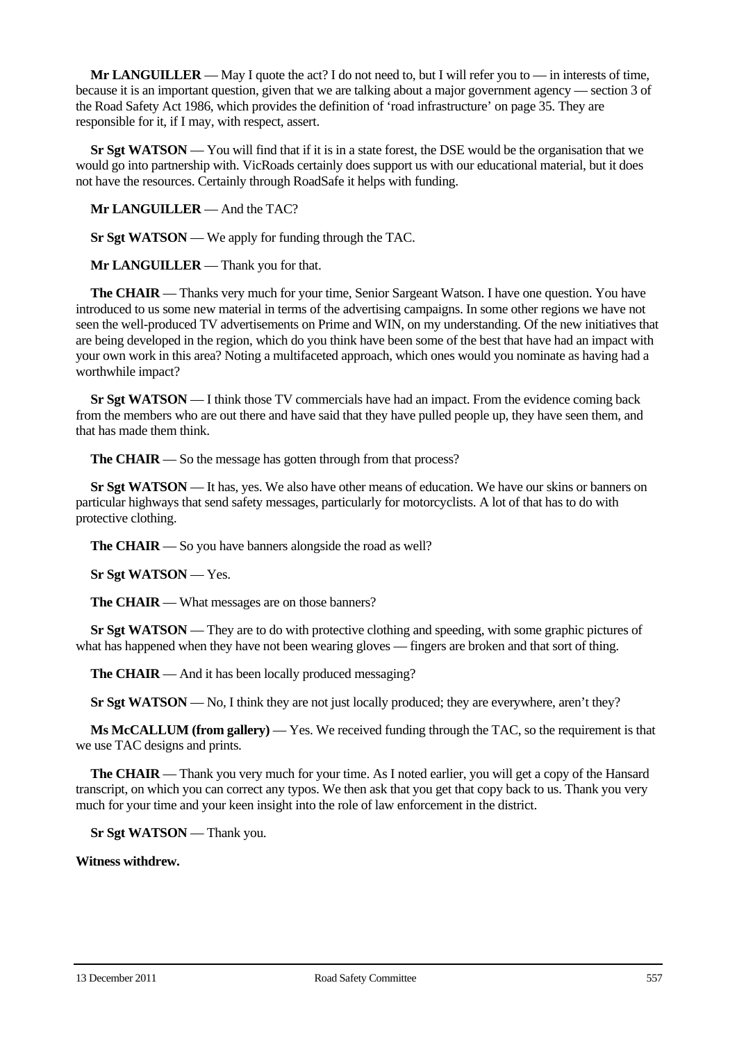**Mr LANGUILLER** — May I quote the act? I do not need to, but I will refer you to — in interests of time, because it is an important question, given that we are talking about a major government agency — section 3 of the Road Safety Act 1986, which provides the definition of 'road infrastructure' on page 35. They are responsible for it, if I may, with respect, assert.

**Sr Sgt WATSON** — You will find that if it is in a state forest, the DSE would be the organisation that we would go into partnership with. VicRoads certainly does support us with our educational material, but it does not have the resources. Certainly through RoadSafe it helps with funding.

**Mr LANGUILLER** — And the TAC?

**Sr Sgt WATSON** — We apply for funding through the TAC.

**Mr LANGUILLER** — Thank you for that.

**The CHAIR** — Thanks very much for your time, Senior Sargeant Watson. I have one question. You have introduced to us some new material in terms of the advertising campaigns. In some other regions we have not seen the well-produced TV advertisements on Prime and WIN, on my understanding. Of the new initiatives that are being developed in the region, which do you think have been some of the best that have had an impact with your own work in this area? Noting a multifaceted approach, which ones would you nominate as having had a worthwhile impact?

**Sr Sgt WATSON** — I think those TV commercials have had an impact. From the evidence coming back from the members who are out there and have said that they have pulled people up, they have seen them, and that has made them think.

**The CHAIR** — So the message has gotten through from that process?

**Sr Sgt WATSON** — It has, yes. We also have other means of education. We have our skins or banners on particular highways that send safety messages, particularly for motorcyclists. A lot of that has to do with protective clothing.

**The CHAIR** — So you have banners alongside the road as well?

**Sr Sgt WATSON** — Yes.

**The CHAIR** — What messages are on those banners?

**Sr Sgt WATSON** — They are to do with protective clothing and speeding, with some graphic pictures of what has happened when they have not been wearing gloves — fingers are broken and that sort of thing.

**The CHAIR** — And it has been locally produced messaging?

**Sr Sgt WATSON** — No, I think they are not just locally produced; they are everywhere, aren't they?

**Ms McCALLUM (from gallery)** — Yes. We received funding through the TAC, so the requirement is that we use TAC designs and prints.

**The CHAIR** — Thank you very much for your time. As I noted earlier, you will get a copy of the Hansard transcript, on which you can correct any typos. We then ask that you get that copy back to us. Thank you very much for your time and your keen insight into the role of law enforcement in the district.

**Sr Sgt WATSON** — Thank you.

**Witness withdrew.**